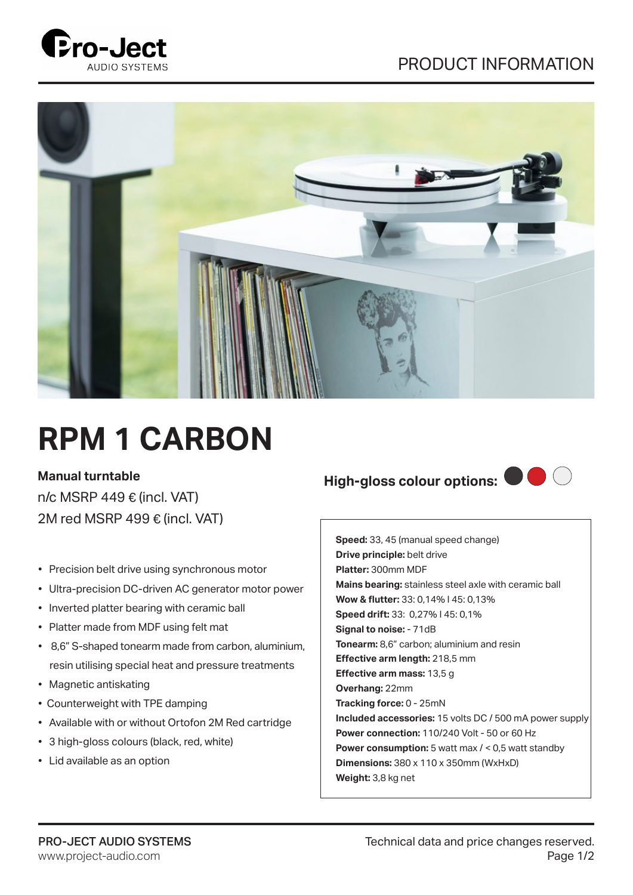PRODUCT INFORMATION

# RPM 1 CARBON

**Manual turntable**

n/c MSRP 449 € (incl. VAT)

2M red MSRP 499 € (incl. VAT)

**High-gloss colour options:**

- Precision belt drive using synchronous motor
- Ultra-precision DC-driven AC generator motor power
- Inverted platter bearing with ceramic ball
- Platter made from MDF using felt mat
- 8,6" S-shaped tonearm made from carbon, aluminium, resin utilising special heat and pressure treatments
- Magnetic antiskating
- Counterweight with TPE damping
- Available with or without Ortofon 2M Red cartridge
- 3 high-gloss colours (black, red, white)
- Lid available as an option

**Speed:** 33, 45 (manual speed change)
**Drive principle:** belt drive
**Platter:** 300mm MDF
**Mains bearing:** stainless steel axle with ceramic ball
**Wow & flutter:** 33: 0,14% I 45: 0,13%
**Speed drift:** 33: 0,27% I 45: 0,1%
**Signal to noise:** - 71dB
**Tonearm:** 8,6" carbon; aluminium and resin
**Effective arm length:** 218,5 mm
**Effective arm mass:** 13,5 g
**Overhang:** 22mm
**Tracking force:** 0 - 25mN
**Included accessories:** 15 volts DC / 500 mA power supply
**Power connection:** 110/240 Volt - 50 or 60 Hz
**Power consumption:** 5 watt max / < 0,5 watt standby
**Dimensions:** 380 x 110 x 350mm (WxHxD)
**Weight:** 3,8 kg net

PRO-JECT AUDIO SYSTEMS
www.project-audio.com

Technical data and price changes reserved.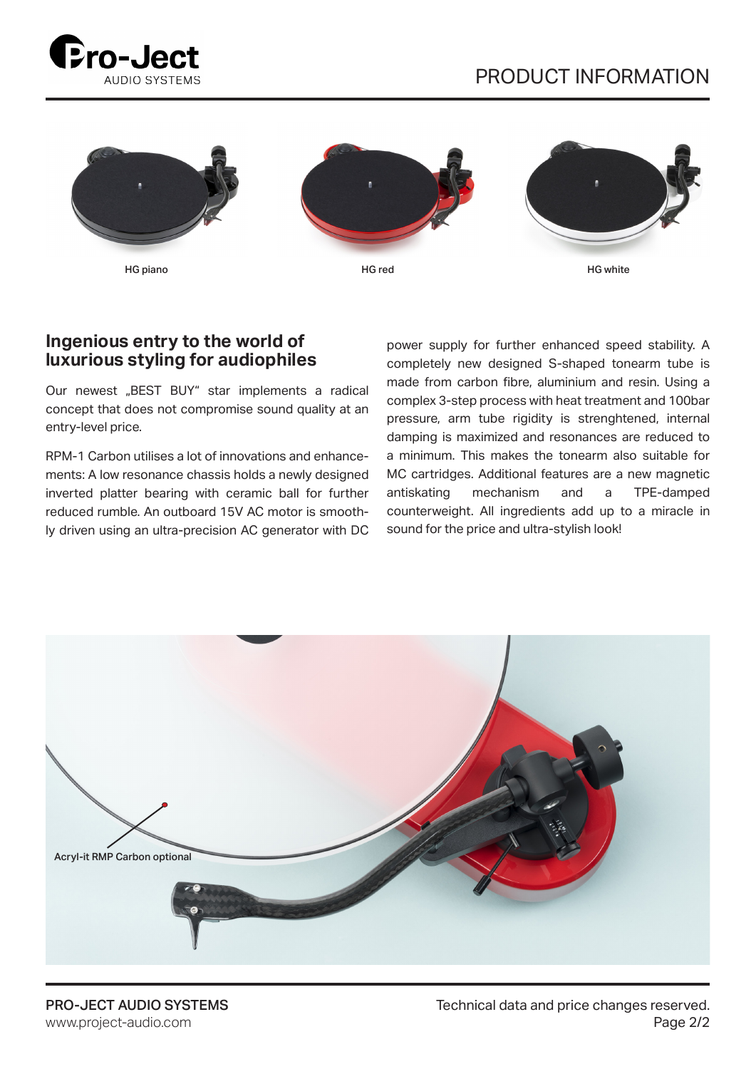HG piano

HG red

HG white

## Ingenious entry to the world of luxurious styling for audiophiles

Our newest „BEST BUY“ star implements a radical concept that does not compromise sound quality at an entry-level price.

RPM-1 Carbon utilises a lot of innovations and enhancements: A low resonance chassis holds a newly designed inverted platter bearing with ceramic ball for further reduced rumble. An outboard 15V AC motor is smoothly driven using an ultra-precision AC generator with DC power supply for further enhanced speed stability. A completely new designed S-shaped tonearm tube is made from carbon fibre, aluminium and resin. Using a complex 3-step process with heat treatment and 100bar pressure, arm tube rigidity is strenghtened, internal damping is maximized and resonances are reduced to a minimum. This makes the tonearm also suitable for MC cartridges. Additional features are a new magnetic antiskating mechanism and a TPE-damped counterweight. All ingredients add up to a miracle in sound for the price and ultra-stylish look!

Acryl-it RMP Carbon optional

**PRO-JECT AUDIO SYSTEMS**
www.project-audio.com

Technical data and price changes reserved.